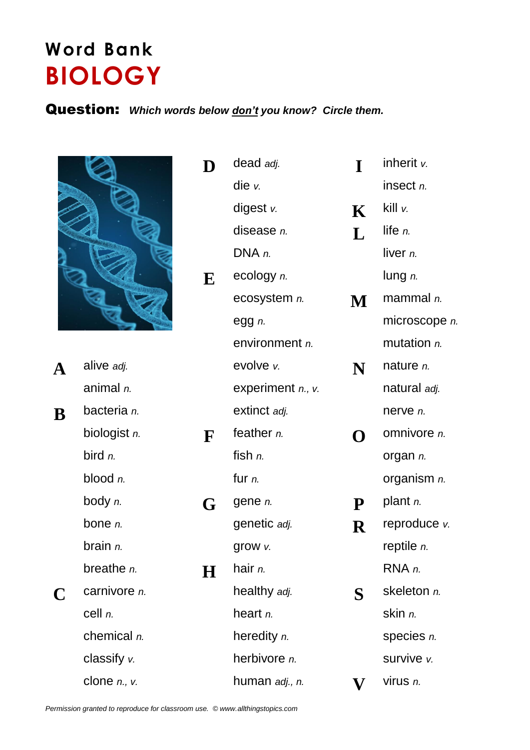# Word Bank

# BIOLOGY

**Question:** ***Which words below don't you know? Circle them.***

**A**
- alive *adj.*
- animal *n.*

**B**
- bacteria *n.*
- biologist *n.*
- bird *n.*
- blood *n.*
- body *n.*
- bone *n.*
- brain *n.*
- breathe *n.*

**C**
- carnivore *n.*
- cell *n.*
- chemical *n.*
- classify *v.*
- clone *n., v.*

**D**
- dead *adj.*
- die *v.*
- digest *v.*
- disease *n.*
- DNA *n.*

**E**
- ecology *n.*
- ecosystem *n.*
- egg *n.*
- environment *n.*
- evolve *v.*
- experiment *n., v.*
- extinct *adj.*

**F**
- feather *n.*
- fish *n.*
- fur *n.*

**G**
- gene *n.*
- genetic *adj.*
- grow *v.*

**H**
- hair *n.*
- healthy *adj.*
- heart *n.*
- heredity *n.*
- herbivore *n.*
- human *adj., n.*

**I**
- inherit *v.*
- insect *n.*

**K**
- kill *v.*

**L**
- life *n.*
- liver *n.*
- lung *n.*

**M**
- mammal *n.*
- microscope *n.*
- mutation *n.*

**N**
- nature *n.*
- natural *adj.*
- nerve *n.*

**O**
- omnivore *n.*
- organ *n.*
- organism *n.*

**P**
- plant *n.*

**R**
- reproduce *v.*
- reptile *n.*
- RNA *n.*

**S**
- skeleton *n.*
- skin *n.*
- species *n.*
- survive *v.*

**V**
- virus *n.*

*Permission granted to reproduce for classroom use. © www.allthingstopics.com*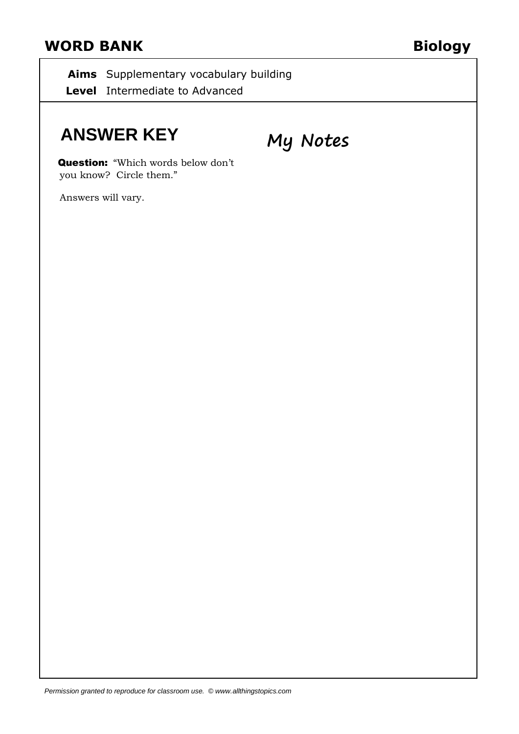## WORD BANK

**Biology**

**Aims** Supplementary vocabulary building

**Level** Intermediate to Advanced

# ANSWER KEY

**Question:** "Which words below don't you know? Circle them."

Answers will vary.

## *My Notes*

*Permission granted to reproduce for classroom use. © www.allthingstopics.com*